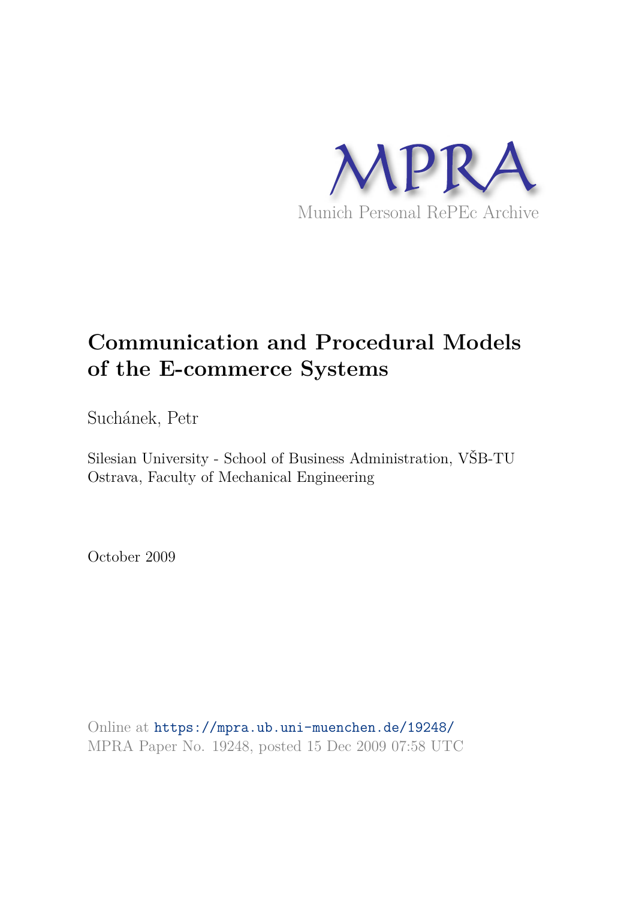MPRA

Munich Personal RePEc Archive

# Communication and Procedural Models of the E-commerce Systems

Suchánek, Petr

Silesian University - School of Business Administration, VŠB-TU Ostrava, Faculty of Mechanical Engineering

October 2009

Online at https://mpra.ub.uni-muenchen.de/19248/
MPRA Paper No. 19248, posted 15 Dec 2009 07:58 UTC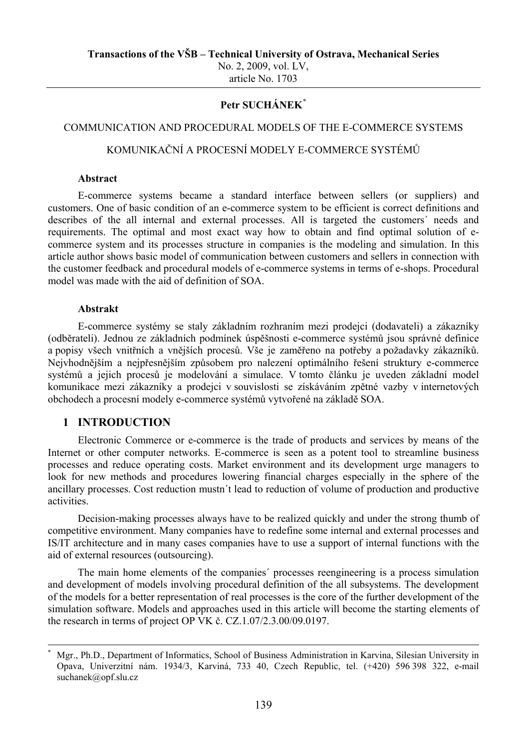**Transactions of the VŠB – Technical University of Ostrava, Mechanical Series**
No. 2, 2009, vol. LV,
article No. 1703

**Petr SUCHÁNEK[*]**

COMMUNICATION AND PROCEDURAL MODELS OF THE E-COMMERCE SYSTEMS

KOMUNIKAČNÍ A PROCESNÍ MODELY E-COMMERCE SYSTÉMŮ

**Abstract**

E-commerce systems became a standard interface between sellers (or suppliers) and customers. One of basic condition of an e-commerce system to be efficient is correct definitions and describes of the all internal and external processes. All is targeted the customers´ needs and requirements. The optimal and most exact way how to obtain and find optimal solution of e-commerce system and its processes structure in companies is the modeling and simulation. In this article author shows basic model of communication between customers and sellers in connection with the customer feedback and procedural models of e-commerce systems in terms of e-shops. Procedural model was made with the aid of definition of SOA.

**Abstrakt**

E-commerce systémy se staly základním rozhraním mezi prodejci (dodavateli) a zákazníky (odběrateli). Jednou ze základních podmínek úspěšnosti e-commerce systémů jsou správné definice a popisy všech vnitřních a vnějších procesů. Vše je zaměřeno na potřeby a požadavky zákazníků. Nejvhodnějším a nejpřesnějším způsobem pro nalezení optimálního řešení struktury e-commerce systémů a jejich procesů je modelování a simulace. V tomto článku je uveden základní model komunikace mezi zákazníky a prodejci v souvislosti se získáváním zpětné vazby v internetových obchodech a procesní modely e-commerce systémů vytvořené na základě SOA.

## 1 INTRODUCTION

Electronic Commerce or e-commerce is the trade of products and services by means of the Internet or other computer networks. E-commerce is seen as a potent tool to streamline business processes and reduce operating costs. Market environment and its development urge managers to look for new methods and procedures lowering financial charges especially in the sphere of the ancillary processes. Cost reduction mustn´t lead to reduction of volume of production and productive activities.

Decision-making processes always have to be realized quickly and under the strong thumb of competitive environment. Many companies have to redefine some internal and external processes and IS/IT architecture and in many cases companies have to use a support of internal functions with the aid of external resources (outsourcing).

The main home elements of the companies´ processes reengineering is a process simulation and development of models involving procedural definition of the all subsystems. The development of the models for a better representation of real processes is the core of the further development of the simulation software. Models and approaches used in this article will become the starting elements of the research in terms of project OP VK č. CZ.1.07/2.3.00/09.0197.

[*] Mgr., Ph.D., Department of Informatics, School of Business Administration in Karvina, Silesian University in Opava, Univerzitní nám. 1934/3, Karviná, 733 40, Czech Republic, tel. (+420) 596 398 322, e-mail suchanek@opf.slu.cz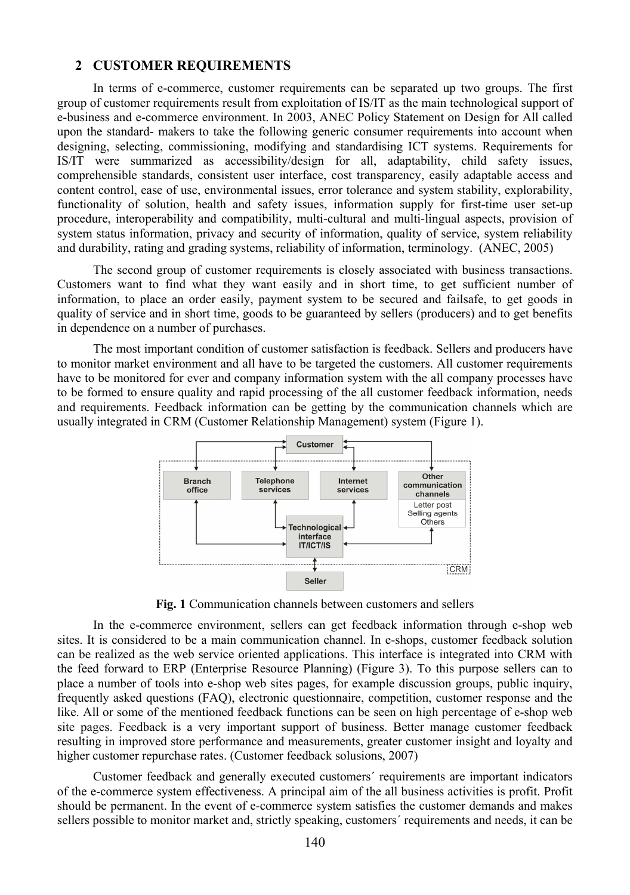## 2 CUSTOMER REQUIREMENTS

In terms of e-commerce, customer requirements can be separated up two groups. The first group of customer requirements result from exploitation of IS/IT as the main technological support of e-business and e-commerce environment. In 2003, ANEC Policy Statement on Design for All called upon the standard- makers to take the following generic consumer requirements into account when designing, selecting, commissioning, modifying and standardising ICT systems. Requirements for IS/IT were summarized as accessibility/design for all, adaptability, child safety issues, comprehensible standards, consistent user interface, cost transparency, easily adaptable access and content control, ease of use, environmental issues, error tolerance and system stability, explorability, functionality of solution, health and safety issues, information supply for first-time user set-up procedure, interoperability and compatibility, multi-cultural and multi-lingual aspects, provision of system status information, privacy and security of information, quality of service, system reliability and durability, rating and grading systems, reliability of information, terminology. (ANEC, 2005)

The second group of customer requirements is closely associated with business transactions. Customers want to find what they want easily and in short time, to get sufficient number of information, to place an order easily, payment system to be secured and failsafe, to get goods in quality of service and in short time, goods to be guaranteed by sellers (producers) and to get benefits in dependence on a number of purchases.

The most important condition of customer satisfaction is feedback. Sellers and producers have to monitor market environment and all have to be targeted the customers. All customer requirements have to be monitored for ever and company information system with the all company processes have to be formed to ensure quality and rapid processing of the all customer feedback information, needs and requirements. Feedback information can be getting by the communication channels which are usually integrated in CRM (Customer Relationship Management) system (Figure 1).

Customer

Branch office | Telephone services | Internet services | Other communication channels (Letter post, Selling agents, Others)

Technological interface IT/ICT/IS

CRM

Seller

**Fig. 1** Communication channels between customers and sellers

In the e-commerce environment, sellers can get feedback information through e-shop web sites. It is considered to be a main communication channel. In e-shops, customer feedback solution can be realized as the web service oriented applications. This interface is integrated into CRM with the feed forward to ERP (Enterprise Resource Planning) (Figure 3). To this purpose sellers can to place a number of tools into e-shop web sites pages, for example discussion groups, public inquiry, frequently asked questions (FAQ), electronic questionnaire, competition, customer response and the like. All or some of the mentioned feedback functions can be seen on high percentage of e-shop web site pages. Feedback is a very important support of business. Better manage customer feedback resulting in improved store performance and measurements, greater customer insight and loyalty and higher customer repurchase rates. (Customer feedback solusions, 2007)

Customer feedback and generally executed customers´ requirements are important indicators of the e-commerce system effectiveness. A principal aim of the all business activities is profit. Profit should be permanent. In the event of e-commerce system satisfies the customer demands and makes sellers possible to monitor market and, strictly speaking, customers´ requirements and needs, it can be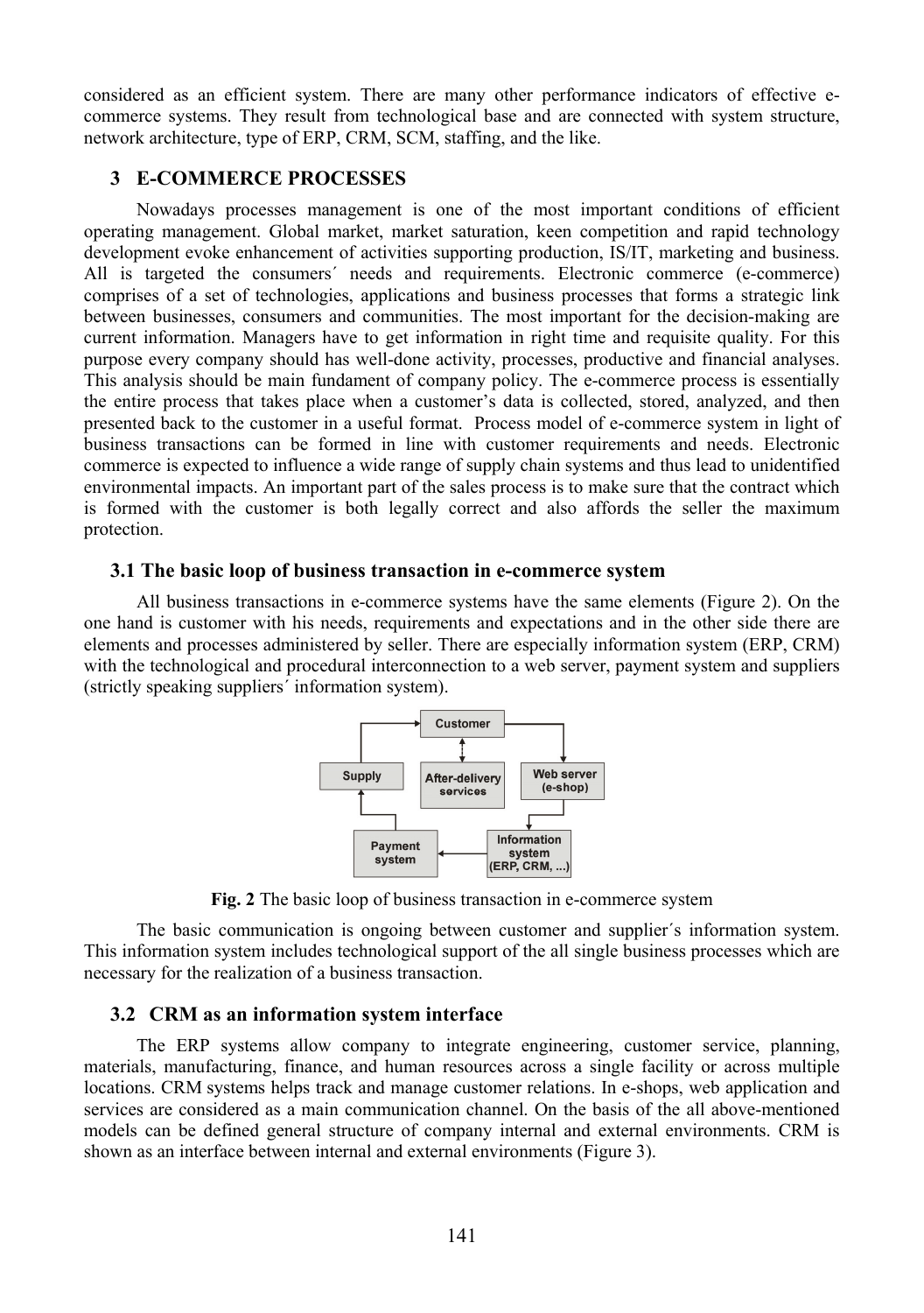considered as an efficient system. There are many other performance indicators of effective e-commerce systems. They result from technological base and are connected with system structure, network architecture, type of ERP, CRM, SCM, staffing, and the like.

## 3 E-COMMERCE PROCESSES

Nowadays processes management is one of the most important conditions of efficient operating management. Global market, market saturation, keen competition and rapid technology development evoke enhancement of activities supporting production, IS/IT, marketing and business. All is targeted the consumers´ needs and requirements. Electronic commerce (e-commerce) comprises of a set of technologies, applications and business processes that forms a strategic link between businesses, consumers and communities. The most important for the decision-making are current information. Managers have to get information in right time and requisite quality. For this purpose every company should has well-done activity, processes, productive and financial analyses. This analysis should be main fundament of company policy. The e-commerce process is essentially the entire process that takes place when a customer's data is collected, stored, analyzed, and then presented back to the customer in a useful format. Process model of e-commerce system in light of business transactions can be formed in line with customer requirements and needs. Electronic commerce is expected to influence a wide range of supply chain systems and thus lead to unidentified environmental impacts. An important part of the sales process is to make sure that the contract which is formed with the customer is both legally correct and also affords the seller the maximum protection.

### 3.1 The basic loop of business transaction in e-commerce system

All business transactions in e-commerce systems have the same elements (Figure 2). On the one hand is customer with his needs, requirements and expectations and in the other side there are elements and processes administered by seller. There are especially information system (ERP, CRM) with the technological and procedural interconnection to a web server, payment system and suppliers (strictly speaking suppliers´ information system).

Customer

Supply | After-delivery services | Web server (e-shop)

Payment system | Information system (ERP, CRM, ...)

**Fig. 2** The basic loop of business transaction in e-commerce system

The basic communication is ongoing between customer and supplier´s information system. This information system includes technological support of the all single business processes which are necessary for the realization of a business transaction.

### 3.2 CRM as an information system interface

The ERP systems allow company to integrate engineering, customer service, planning, materials, manufacturing, finance, and human resources across a single facility or across multiple locations. CRM systems helps track and manage customer relations. In e-shops, web application and services are considered as a main communication channel. On the basis of the all above-mentioned models can be defined general structure of company internal and external environments. CRM is shown as an interface between internal and external environments (Figure 3).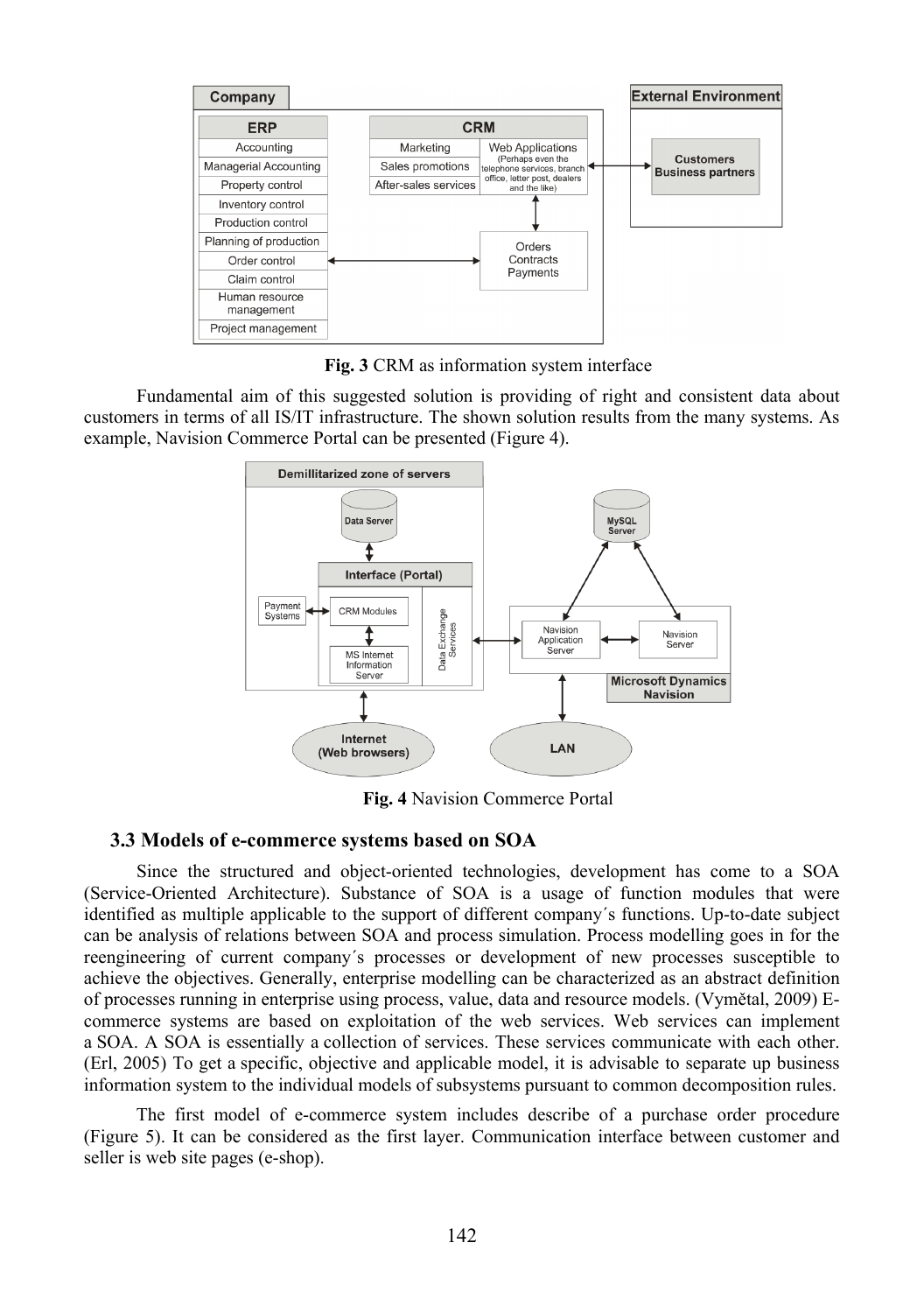**Fig. 3** CRM as information system interface

Fundamental aim of this suggested solution is providing of right and consistent data about customers in terms of all IS/IT infrastructure. The shown solution results from the many systems. As example, Navision Commerce Portal can be presented (Figure 4).

**Fig. 4** Navision Commerce Portal

### 3.3 Models of e-commerce systems based on SOA

Since the structured and object-oriented technologies, development has come to a SOA (Service-Oriented Architecture). Substance of SOA is a usage of function modules that were identified as multiple applicable to the support of different company´s functions. Up-to-date subject can be analysis of relations between SOA and process simulation. Process modelling goes in for the reengineering of current company´s processes or development of new processes susceptible to achieve the objectives. Generally, enterprise modelling can be characterized as an abstract definition of processes running in enterprise using process, value, data and resource models. (Vymětal, 2009) E-commerce systems are based on exploitation of the web services. Web services can implement a SOA. A SOA is essentially a collection of services. These services communicate with each other. (Erl, 2005) To get a specific, objective and applicable model, it is advisable to separate up business information system to the individual models of subsystems pursuant to common decomposition rules.

The first model of e-commerce system includes describe of a purchase order procedure (Figure 5). It can be considered as the first layer. Communication interface between customer and seller is web site pages (e-shop).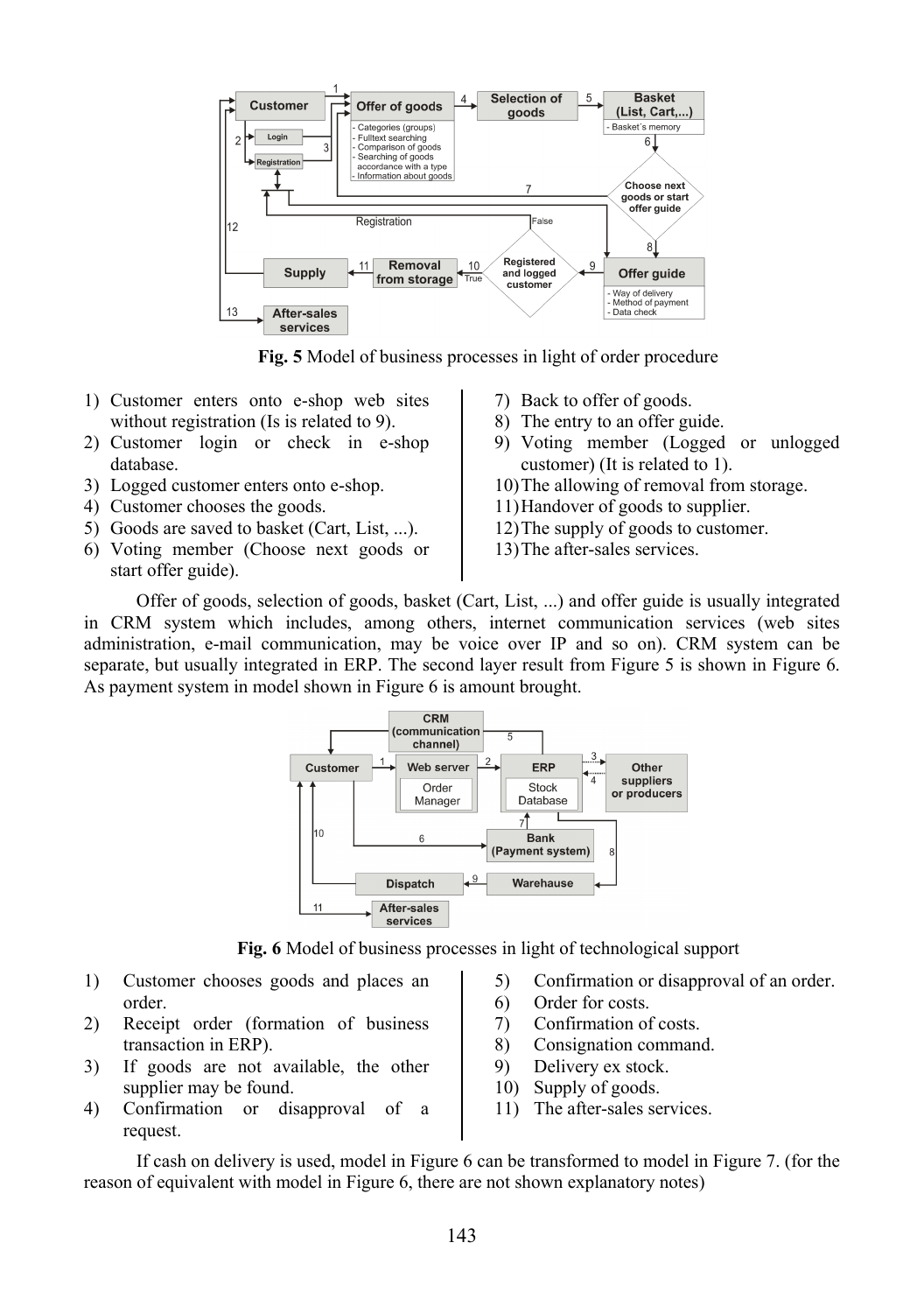**Fig. 5** Model of business processes in light of order procedure

1) Customer enters onto e-shop web sites without registration (Is is related to 9).
2) Customer login or check in e-shop database.
3) Logged customer enters onto e-shop.
4) Customer chooses the goods.
5) Goods are saved to basket (Cart, List, ...).
6) Voting member (Choose next goods or start offer guide).
7) Back to offer of goods.
8) The entry to an offer guide.
9) Voting member (Logged or unlogged customer) (It is related to 1).
10) The allowing of removal from storage.
11) Handover of goods to supplier.
12) The supply of goods to customer.
13) The after-sales services.

Offer of goods, selection of goods, basket (Cart, List, ...) and offer guide is usually integrated in CRM system which includes, among others, internet communication services (web sites administration, e-mail communication, may be voice over IP and so on). CRM system can be separate, but usually integrated in ERP. The second layer result from Figure 5 is shown in Figure 6. As payment system in model shown in Figure 6 is amount brought.

**Fig. 6** Model of business processes in light of technological support

1) Customer chooses goods and places an order.
2) Receipt order (formation of business transaction in ERP).
3) If goods are not available, the other supplier may be found.
4) Confirmation or disapproval of a request.
5) Confirmation or disapproval of an order.
6) Order for costs.
7) Confirmation of costs.
8) Consignation command.
9) Delivery ex stock.
10) Supply of goods.
11) The after-sales services.

If cash on delivery is used, model in Figure 6 can be transformed to model in Figure 7. (for the reason of equivalent with model in Figure 6, there are not shown explanatory notes)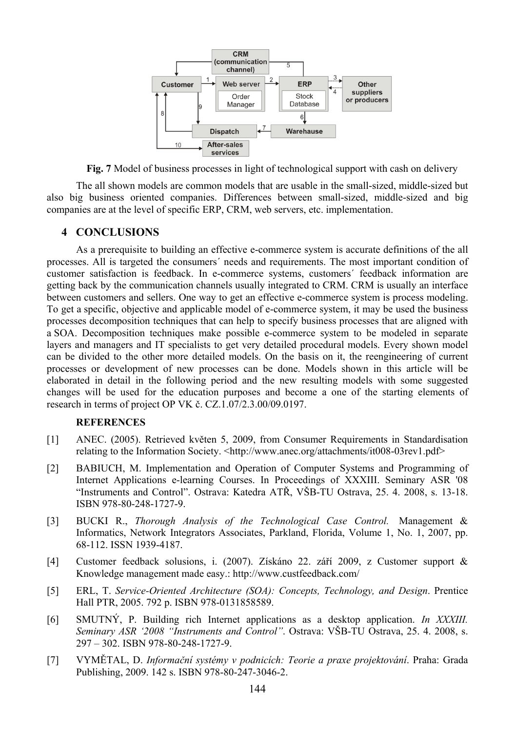CRM (communication channel)

Customer

Web server

Order Manager

ERP

Stock Database

Other suppliers or producers

Dispatch

Warehause

After-sales services

1 2 3 4 5 6 7 8 9 10

**Fig. 7** Model of business processes in light of technological support with cash on delivery

The all shown models are common models that are usable in the small-sized, middle-sized but also big business oriented companies. Differences between small-sized, middle-sized and big companies are at the level of specific ERP, CRM, web servers, etc. implementation.

## 4 CONCLUSIONS

As a prerequisite to building an effective e-commerce system is accurate definitions of the all processes. All is targeted the consumers´ needs and requirements. The most important condition of customer satisfaction is feedback. In e-commerce systems, customers´ feedback information are getting back by the communication channels usually integrated to CRM. CRM is usually an interface between customers and sellers. One way to get an effective e-commerce system is process modeling. To get a specific, objective and applicable model of e-commerce system, it may be used the business processes decomposition techniques that can help to specify business processes that are aligned with a SOA. Decomposition techniques make possible e-commerce system to be modeled in separate layers and managers and IT specialists to get very detailed procedural models. Every shown model can be divided to the other more detailed models. On the basis on it, the reengineering of current processes or development of new processes can be done. Models shown in this article will be elaborated in detail in the following period and the new resulting models with some suggested changes will be used for the education purposes and become a one of the starting elements of research in terms of project OP VK č. CZ.1.07/2.3.00/09.0197.

### REFERENCES

[1] ANEC. (2005). Retrieved květen 5, 2009, from Consumer Requirements in Standardisation relating to the Information Society. <http://www.anec.org/attachments/it008-03rev1.pdf>

[2] BABIUCH, M. Implementation and Operation of Computer Systems and Programming of Internet Applications e-learning Courses. In Proceedings of XXXIII. Seminary ASR '08 "Instruments and Control". Ostrava: Katedra ATŘ, VŠB-TU Ostrava, 25. 4. 2008, s. 13-18. ISBN 978-80-248-1727-9.

[3] BUCKI R., *Thorough Analysis of the Technological Case Control.* Management & Informatics, Network Integrators Associates, Parkland, Florida, Volume 1, No. 1, 2007, pp. 68-112. ISSN 1939-4187.

[4] Customer feedback solusions, i. (2007). Získáno 22. září 2009, z Customer support & Knowledge management made easy.: http://www.custfeedback.com/

[5] ERL, T. *Service-Oriented Architecture (SOA): Concepts, Technology, and Design*. Prentice Hall PTR, 2005. 792 p. ISBN 978-0131858589.

[6] SMUTNÝ, P. Building rich Internet applications as a desktop application. *In XXXIII. Seminary ASR '2008 "Instruments and Control"*. Ostrava: VŠB-TU Ostrava, 25. 4. 2008, s. 297 – 302. ISBN 978-80-248-1727-9.

[7] VYMĚTAL, D. *Informační systémy v podnicích: Teorie a praxe projektování*. Praha: Grada Publishing, 2009. 142 s. ISBN 978-80-247-3046-2.